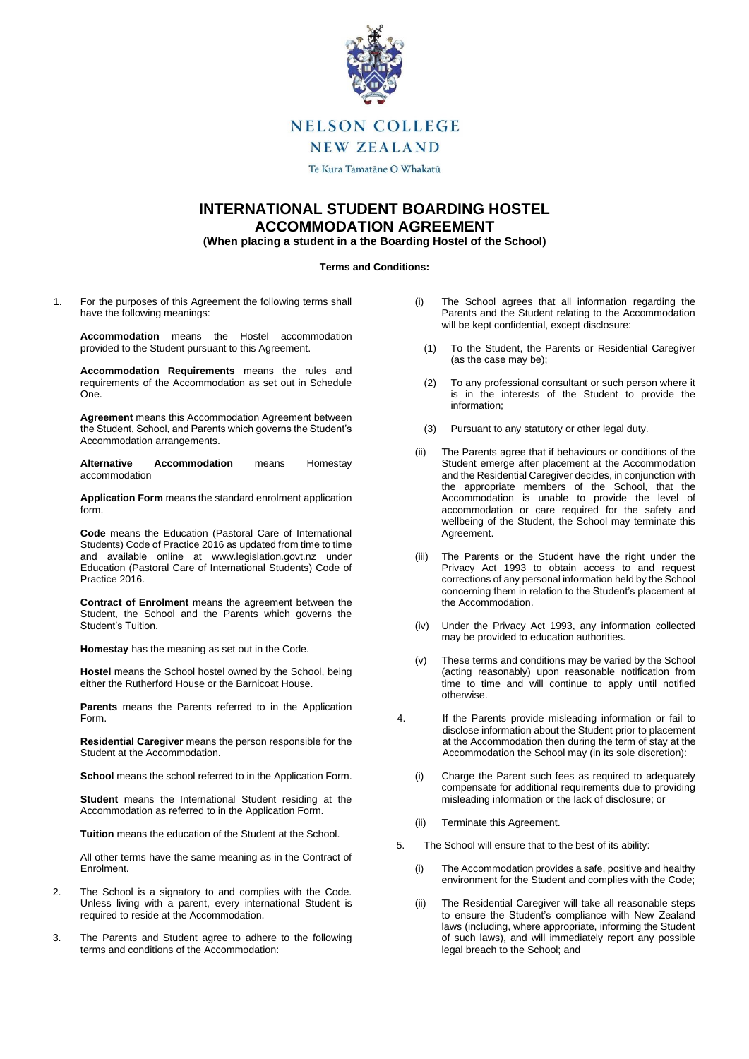NELSON COLLEGE

NEW ZEALAND

Te Kura Tamatāne O Whakatū

# INTERNATIONAL STUDENT BOARDING HOSTEL ACCOMMODATION AGREEMENT

**(When placing a student in a the Boarding Hostel of the School)**

**Terms and Conditions:**

1. For the purposes of this Agreement the following terms shall have the following meanings:

   **Accommodation** means the Hostel accommodation provided to the Student pursuant to this Agreement.

   **Accommodation Requirements** means the rules and requirements of the Accommodation as set out in Schedule One.

   **Agreement** means this Accommodation Agreement between the Student, School, and Parents which governs the Student's Accommodation arrangements.

   **Alternative Accommodation** means Homestay accommodation

   **Application Form** means the standard enrolment application form.

   **Code** means the Education (Pastoral Care of International Students) Code of Practice 2016 as updated from time to time and available online at www.legislation.govt.nz under Education (Pastoral Care of International Students) Code of Practice 2016.

   **Contract of Enrolment** means the agreement between the Student, the School and the Parents which governs the Student's Tuition.

   **Homestay** has the meaning as set out in the Code.

   **Hostel** means the School hostel owned by the School, being either the Rutherford House or the Barnicoat House.

   **Parents** means the Parents referred to in the Application Form.

   **Residential Caregiver** means the person responsible for the Student at the Accommodation.

   **School** means the school referred to in the Application Form.

   **Student** means the International Student residing at the Accommodation as referred to in the Application Form.

   **Tuition** means the education of the Student at the School.

   All other terms have the same meaning as in the Contract of Enrolment.

2. The School is a signatory to and complies with the Code. Unless living with a parent, every international Student is required to reside at the Accommodation.

3. The Parents and Student agree to adhere to the following terms and conditions of the Accommodation:

   (i) The School agrees that all information regarding the Parents and the Student relating to the Accommodation will be kept confidential, except disclosure:

   (1) To the Student, the Parents or Residential Caregiver (as the case may be);

   (2) To any professional consultant or such person where it is in the interests of the Student to provide the information;

   (3) Pursuant to any statutory or other legal duty.

   (ii) The Parents agree that if behaviours or conditions of the Student emerge after placement at the Accommodation and the Residential Caregiver decides, in conjunction with the appropriate members of the School, that the Accommodation is unable to provide the level of accommodation or care required for the safety and wellbeing of the Student, the School may terminate this Agreement.

   (iii) The Parents or the Student have the right under the Privacy Act 1993 to obtain access to and request corrections of any personal information held by the School concerning them in relation to the Student's placement at the Accommodation.

   (iv) Under the Privacy Act 1993, any information collected may be provided to education authorities.

   (v) These terms and conditions may be varied by the School (acting reasonably) upon reasonable notification from time to time and will continue to apply until notified otherwise.

4. If the Parents provide misleading information or fail to disclose information about the Student prior to placement at the Accommodation then during the term of stay at the Accommodation the School may (in its sole discretion):

   (i) Charge the Parent such fees as required to adequately compensate for additional requirements due to providing misleading information or the lack of disclosure; or

   (ii) Terminate this Agreement.

5. The School will ensure that to the best of its ability:

   (i) The Accommodation provides a safe, positive and healthy environment for the Student and complies with the Code;

   (ii) The Residential Caregiver will take all reasonable steps to ensure the Student's compliance with New Zealand laws (including, where appropriate, informing the Student of such laws), and will immediately report any possible legal breach to the School; and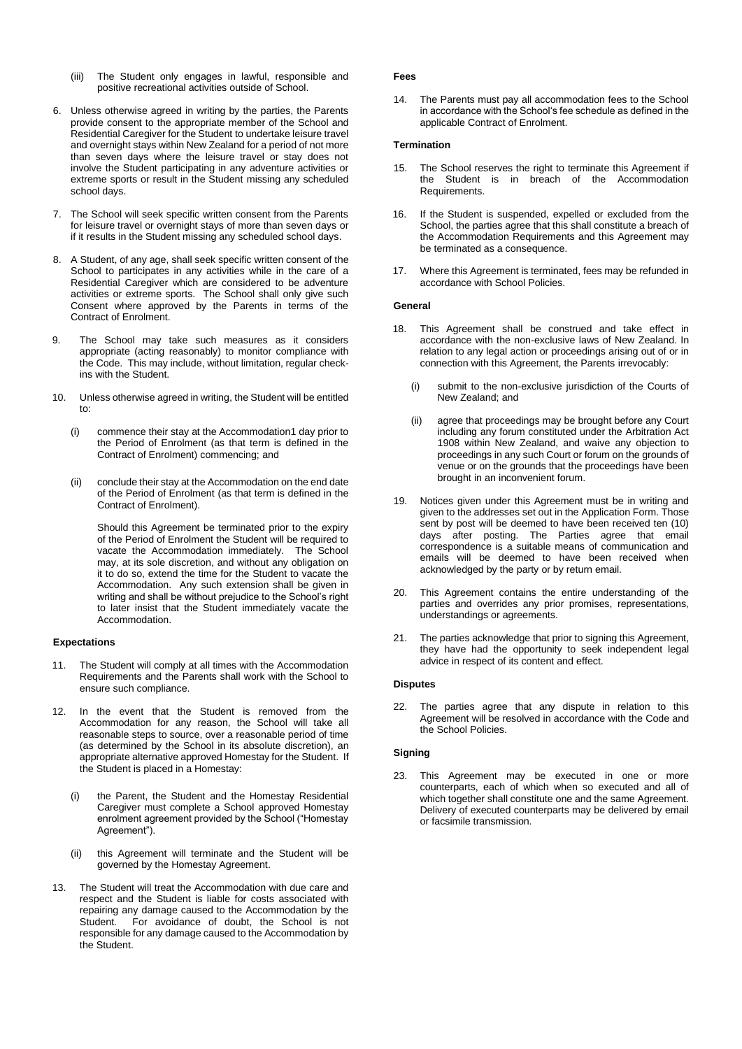(iii) The Student only engages in lawful, responsible and positive recreational activities outside of School.

6. Unless otherwise agreed in writing by the parties, the Parents provide consent to the appropriate member of the School and Residential Caregiver for the Student to undertake leisure travel and overnight stays within New Zealand for a period of not more than seven days where the leisure travel or stay does not involve the Student participating in any adventure activities or extreme sports or result in the Student missing any scheduled school days.

7. The School will seek specific written consent from the Parents for leisure travel or overnight stays of more than seven days or if it results in the Student missing any scheduled school days.

8. A Student, of any age, shall seek specific written consent of the School to participates in any activities while in the care of a Residential Caregiver which are considered to be adventure activities or extreme sports. The School shall only give such Consent where approved by the Parents in terms of the Contract of Enrolment.

9. The School may take such measures as it considers appropriate (acting reasonably) to monitor compliance with the Code. This may include, without limitation, regular check-ins with the Student.

10. Unless otherwise agreed in writing, the Student will be entitled to:

    (i) commence their stay at the Accommodation1 day prior to the Period of Enrolment (as that term is defined in the Contract of Enrolment) commencing; and

    (ii) conclude their stay at the Accommodation on the end date of the Period of Enrolment (as that term is defined in the Contract of Enrolment).

    Should this Agreement be terminated prior to the expiry of the Period of Enrolment the Student will be required to vacate the Accommodation immediately. The School may, at its sole discretion, and without any obligation on it to do so, extend the time for the Student to vacate the Accommodation. Any such extension shall be given in writing and shall be without prejudice to the School's right to later insist that the Student immediately vacate the Accommodation.

**Expectations**

11. The Student will comply at all times with the Accommodation Requirements and the Parents shall work with the School to ensure such compliance.

12. In the event that the Student is removed from the Accommodation for any reason, the School will take all reasonable steps to source, over a reasonable period of time (as determined by the School in its absolute discretion), an appropriate alternative approved Homestay for the Student. If the Student is placed in a Homestay:

    (i) the Parent, the Student and the Homestay Residential Caregiver must complete a School approved Homestay enrolment agreement provided by the School ("Homestay Agreement").

    (ii) this Agreement will terminate and the Student will be governed by the Homestay Agreement.

13. The Student will treat the Accommodation with due care and respect and the Student is liable for costs associated with repairing any damage caused to the Accommodation by the Student. For avoidance of doubt, the School is not responsible for any damage caused to the Accommodation by the Student.

**Fees**

14. The Parents must pay all accommodation fees to the School in accordance with the School's fee schedule as defined in the applicable Contract of Enrolment.

**Termination**

15. The School reserves the right to terminate this Agreement if the Student is in breach of the Accommodation Requirements.

16. If the Student is suspended, expelled or excluded from the School, the parties agree that this shall constitute a breach of the Accommodation Requirements and this Agreement may be terminated as a consequence.

17. Where this Agreement is terminated, fees may be refunded in accordance with School Policies.

**General**

18. This Agreement shall be construed and take effect in accordance with the non-exclusive laws of New Zealand. In relation to any legal action or proceedings arising out of or in connection with this Agreement, the Parents irrevocably:

    (i) submit to the non-exclusive jurisdiction of the Courts of New Zealand; and

    (ii) agree that proceedings may be brought before any Court including any forum constituted under the Arbitration Act 1908 within New Zealand, and waive any objection to proceedings in any such Court or forum on the grounds of venue or on the grounds that the proceedings have been brought in an inconvenient forum.

19. Notices given under this Agreement must be in writing and given to the addresses set out in the Application Form. Those sent by post will be deemed to have been received ten (10) days after posting. The Parties agree that email correspondence is a suitable means of communication and emails will be deemed to have been received when acknowledged by the party or by return email.

20. This Agreement contains the entire understanding of the parties and overrides any prior promises, representations, understandings or agreements.

21. The parties acknowledge that prior to signing this Agreement, they have had the opportunity to seek independent legal advice in respect of its content and effect.

**Disputes**

22. The parties agree that any dispute in relation to this Agreement will be resolved in accordance with the Code and the School Policies.

**Signing**

23. This Agreement may be executed in one or more counterparts, each of which when so executed and all of which together shall constitute one and the same Agreement. Delivery of executed counterparts may be delivered by email or facsimile transmission.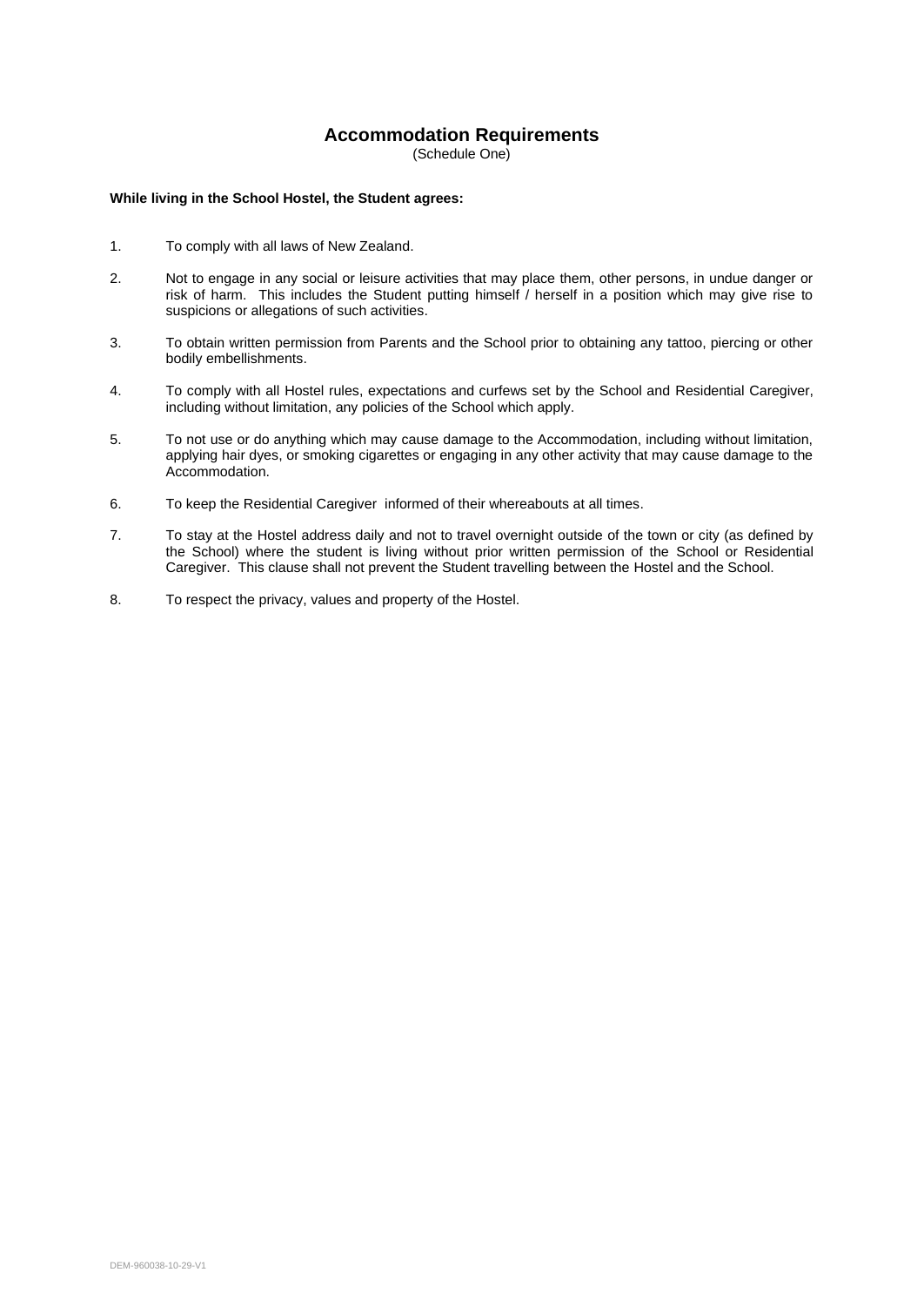# Accommodation Requirements

(Schedule One)

**While living in the School Hostel, the Student agrees:**

1. To comply with all laws of New Zealand.
2. Not to engage in any social or leisure activities that may place them, other persons, in undue danger or risk of harm. This includes the Student putting himself / herself in a position which may give rise to suspicions or allegations of such activities.
3. To obtain written permission from Parents and the School prior to obtaining any tattoo, piercing or other bodily embellishments.
4. To comply with all Hostel rules, expectations and curfews set by the School and Residential Caregiver, including without limitation, any policies of the School which apply.
5. To not use or do anything which may cause damage to the Accommodation, including without limitation, applying hair dyes, or smoking cigarettes or engaging in any other activity that may cause damage to the Accommodation.
6. To keep the Residential Caregiver informed of their whereabouts at all times.
7. To stay at the Hostel address daily and not to travel overnight outside of the town or city (as defined by the School) where the student is living without prior written permission of the School or Residential Caregiver. This clause shall not prevent the Student travelling between the Hostel and the School.
8. To respect the privacy, values and property of the Hostel.

DEM-960038-10-29-V1